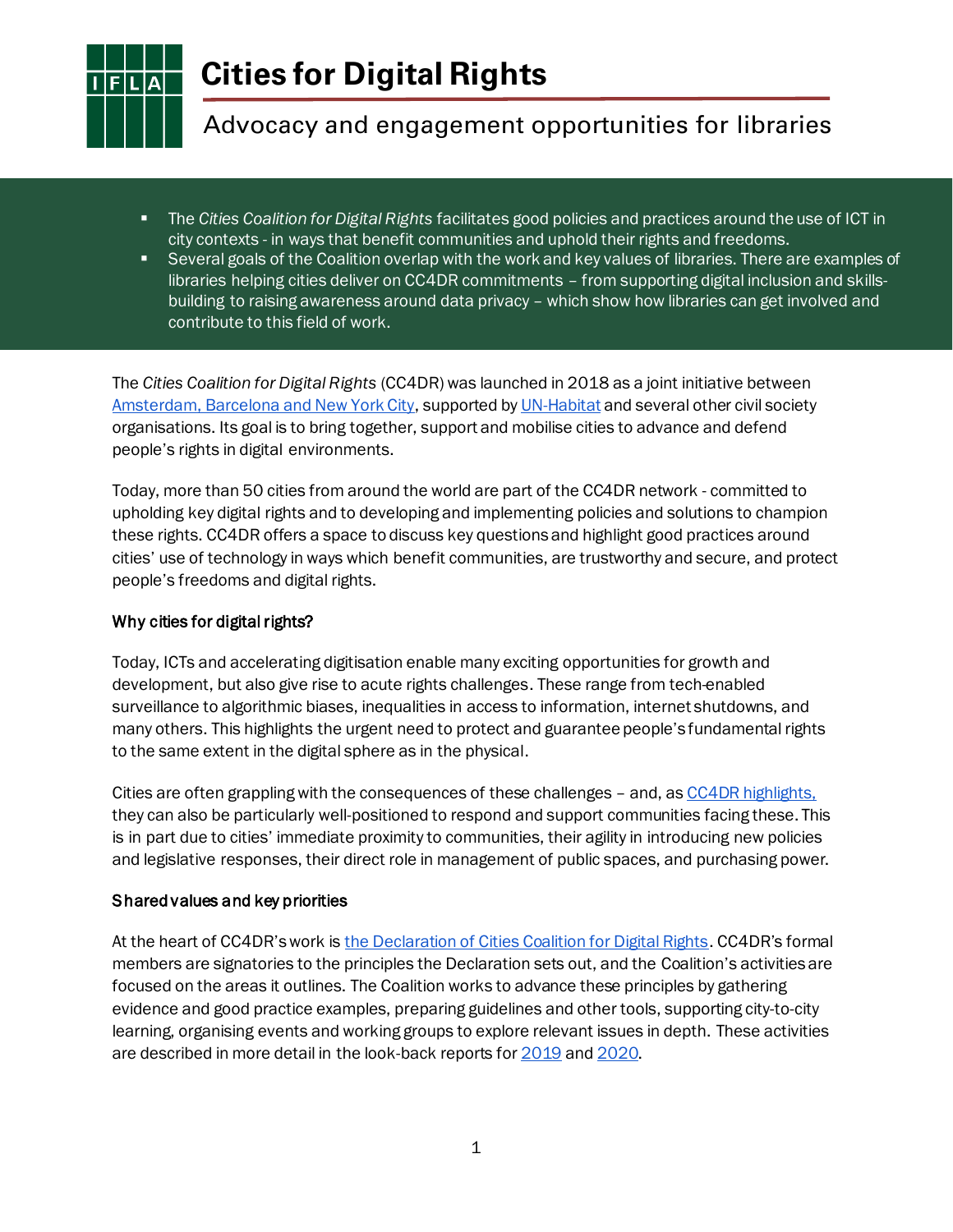# Cities for Digital Rights

## Advocacy and engagement opportunities for libraries

- The *Cities Coalition for Digital Rights* facilitates good policies and practices around the use of ICT in city contexts - in ways that benefit communities and uphold their rights and freedoms.
- Several goals of the Coalition overlap with the work and key values of libraries. There are examples of libraries helping cities deliver on CC4DR commitments – from supporting digital inclusion and skills-building to raising awareness around data privacy – which show how libraries can get involved and contribute to this field of work.

The *Cities Coalition for Digital Rights* (CC4DR) was launched in 2018 as a joint initiative between Amsterdam, Barcelona and New York City, supported by UN-Habitat and several other civil society organisations. Its goal is to bring together, support and mobilise cities to advance and defend people's rights in digital environments.

Today, more than 50 cities from around the world are part of the CC4DR network - committed to upholding key digital rights and to developing and implementing policies and solutions to champion these rights. CC4DR offers a space to discuss key questions and highlight good practices around cities' use of technology in ways which benefit communities, are trustworthy and secure, and protect people's freedoms and digital rights.

### Why cities for digital rights?

Today, ICTs and accelerating digitisation enable many exciting opportunities for growth and development, but also give rise to acute rights challenges. These range from tech-enabled surveillance to algorithmic biases, inequalities in access to information, internet shutdowns, and many others. This highlights the urgent need to protect and guarantee people's fundamental rights to the same extent in the digital sphere as in the physical.

Cities are often grappling with the consequences of these challenges – and, as CC4DR highlights, they can also be particularly well-positioned to respond and support communities facing these. This is in part due to cities' immediate proximity to communities, their agility in introducing new policies and legislative responses, their direct role in management of public spaces, and purchasing power.

### Shared values and key priorities

At the heart of CC4DR's work is the Declaration of Cities Coalition for Digital Rights. CC4DR's formal members are signatories to the principles the Declaration sets out, and the Coalition's activities are focused on the areas it outlines. The Coalition works to advance these principles by gathering evidence and good practice examples, preparing guidelines and other tools, supporting city-to-city learning, organising events and working groups to explore relevant issues in depth. These activities are described in more detail in the look-back reports for 2019 and 2020.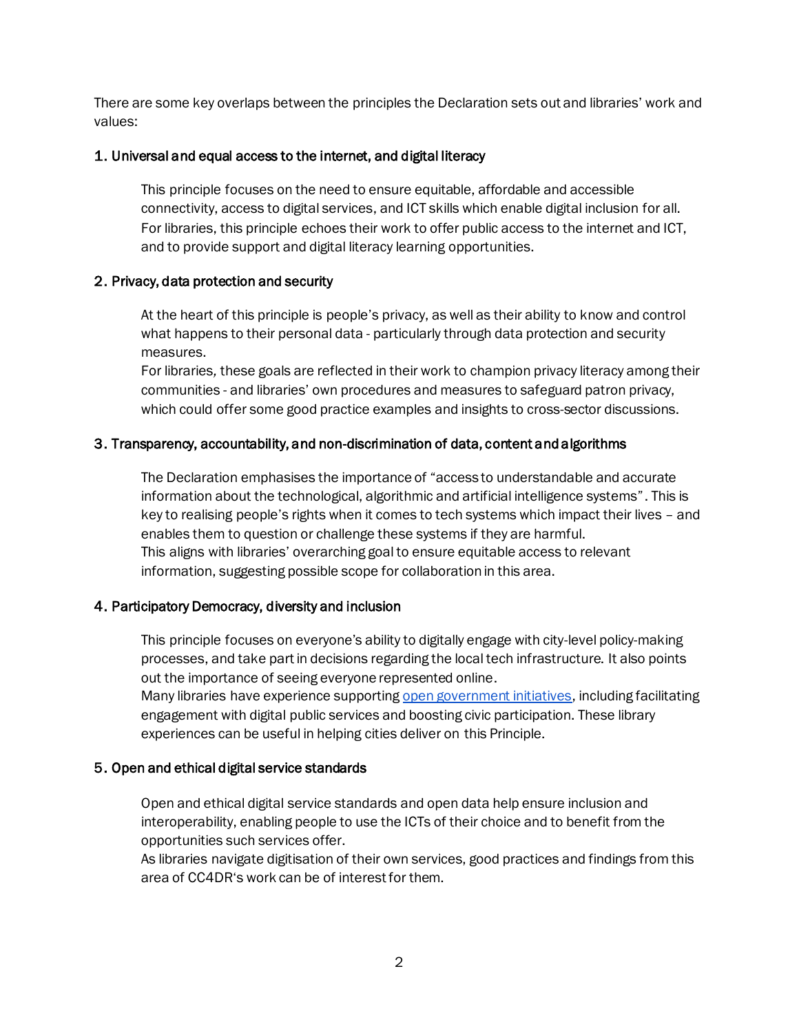There are some key overlaps between the principles the Declaration sets out and libraries' work and values:

1. Universal and equal access to the internet, and digital literacy

   This principle focuses on the need to ensure equitable, affordable and accessible connectivity, access to digital services, and ICT skills which enable digital inclusion for all. For libraries, this principle echoes their work to offer public access to the internet and ICT, and to provide support and digital literacy learning opportunities.

2. Privacy, data protection and security

   At the heart of this principle is people's privacy, as well as their ability to know and control what happens to their personal data - particularly through data protection and security measures.
   For libraries, these goals are reflected in their work to champion privacy literacy among their communities - and libraries' own procedures and measures to safeguard patron privacy, which could offer some good practice examples and insights to cross-sector discussions.

3. Transparency, accountability, and non-discrimination of data, content and algorithms

   The Declaration emphasises the importance of "access to understandable and accurate information about the technological, algorithmic and artificial intelligence systems". This is key to realising people's rights when it comes to tech systems which impact their lives – and enables them to question or challenge these systems if they are harmful.
   This aligns with libraries' overarching goal to ensure equitable access to relevant information, suggesting possible scope for collaboration in this area.

4. Participatory Democracy, diversity and inclusion

   This principle focuses on everyone's ability to digitally engage with city-level policy-making processes, and take part in decisions regarding the local tech infrastructure. It also points out the importance of seeing everyone represented online.
   Many libraries have experience supporting open government initiatives, including facilitating engagement with digital public services and boosting civic participation. These library experiences can be useful in helping cities deliver on this Principle.

5. Open and ethical digital service standards

   Open and ethical digital service standards and open data help ensure inclusion and interoperability, enabling people to use the ICTs of their choice and to benefit from the opportunities such services offer.
   As libraries navigate digitisation of their own services, good practices and findings from this area of CC4DR's work can be of interest for them.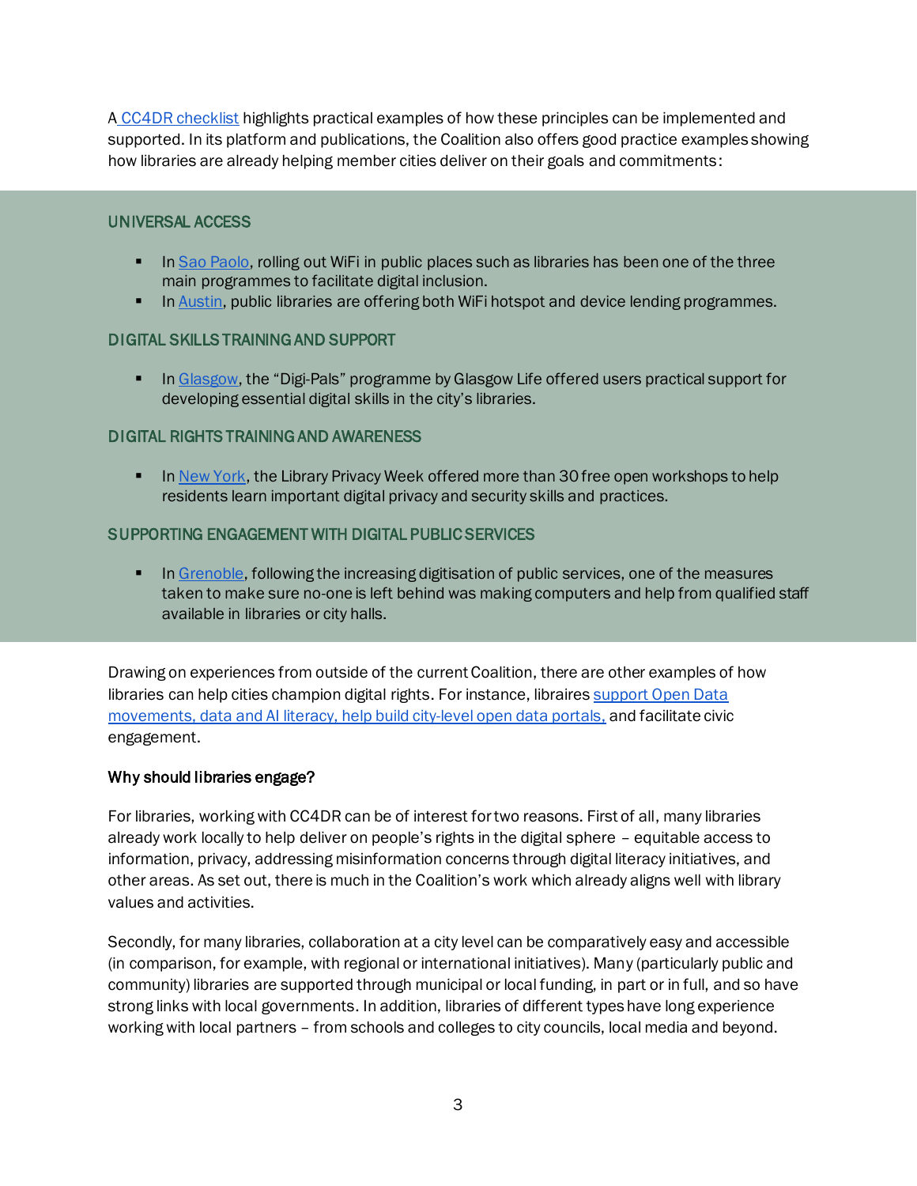A CC4DR checklist highlights practical examples of how these principles can be implemented and supported. In its platform and publications, the Coalition also offers good practice examples showing how libraries are already helping member cities deliver on their goals and commitments:

### UNIVERSAL ACCESS

- In Sao Paolo, rolling out WiFi in public places such as libraries has been one of the three main programmes to facilitate digital inclusion.
- In Austin, public libraries are offering both WiFi hotspot and device lending programmes.

### DIGITAL SKILLS TRAINING AND SUPPORT

- In Glasgow, the "Digi-Pals" programme by Glasgow Life offered users practical support for developing essential digital skills in the city's libraries.

### DIGITAL RIGHTS TRAINING AND AWARENESS

- In New York, the Library Privacy Week offered more than 30 free open workshops to help residents learn important digital privacy and security skills and practices.

### SUPPORTING ENGAGEMENT WITH DIGITAL PUBLIC SERVICES

- In Grenoble, following the increasing digitisation of public services, one of the measures taken to make sure no-one is left behind was making computers and help from qualified staff available in libraries or city halls.

Drawing on experiences from outside of the current Coalition, there are other examples of how libraries can help cities champion digital rights. For instance, libraires support Open Data movements, data and AI literacy, help build city-level open data portals, and facilitate civic engagement.

**Why should libraries engage?**

For libraries, working with CC4DR can be of interest for two reasons. First of all, many libraries already work locally to help deliver on people's rights in the digital sphere – equitable access to information, privacy, addressing misinformation concerns through digital literacy initiatives, and other areas. As set out, there is much in the Coalition's work which already aligns well with library values and activities.

Secondly, for many libraries, collaboration at a city level can be comparatively easy and accessible (in comparison, for example, with regional or international initiatives). Many (particularly public and community) libraries are supported through municipal or local funding, in part or in full, and so have strong links with local governments. In addition, libraries of different types have long experience working with local partners – from schools and colleges to city councils, local media and beyond.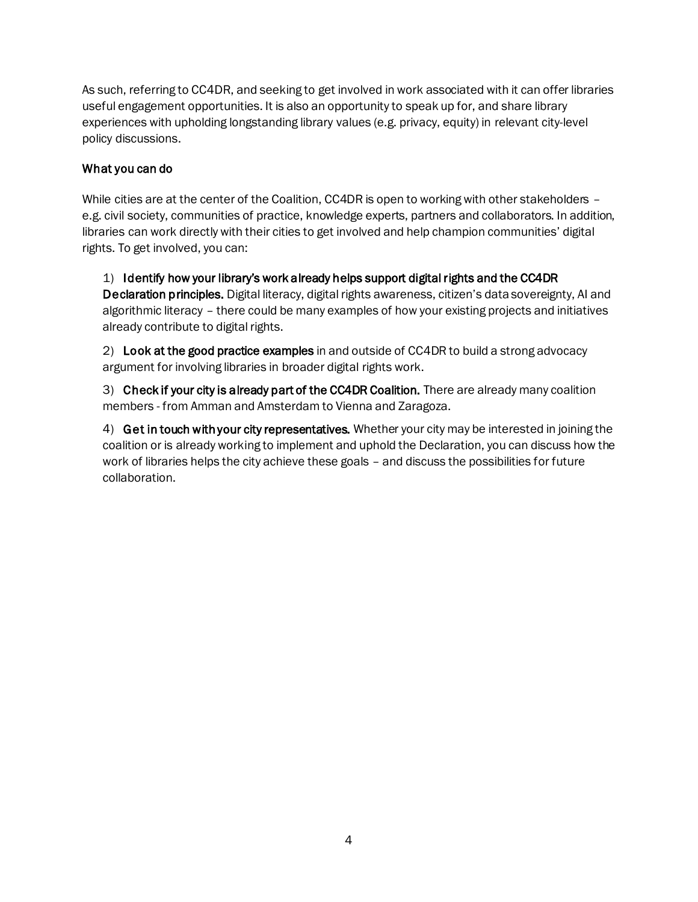As such, referring to CC4DR, and seeking to get involved in work associated with it can offer libraries useful engagement opportunities. It is also an opportunity to speak up for, and share library experiences with upholding longstanding library values (e.g. privacy, equity) in relevant city-level policy discussions.

## What you can do

While cities are at the center of the Coalition, CC4DR is open to working with other stakeholders – e.g. civil society, communities of practice, knowledge experts, partners and collaborators. In addition, libraries can work directly with their cities to get involved and help champion communities' digital rights. To get involved, you can:

1) **Identify how your library's work already helps support digital rights and the CC4DR Declaration principles.** Digital literacy, digital rights awareness, citizen's data sovereignty, AI and algorithmic literacy – there could be many examples of how your existing projects and initiatives already contribute to digital rights.

2) **Look at the good practice examples** in and outside of CC4DR to build a strong advocacy argument for involving libraries in broader digital rights work.

3) **Check if your city is already part of the CC4DR Coalition.** There are already many coalition members - from Amman and Amsterdam to Vienna and Zaragoza.

4) **Get in touch with your city representatives.** Whether your city may be interested in joining the coalition or is already working to implement and uphold the Declaration, you can discuss how the work of libraries helps the city achieve these goals – and discuss the possibilities for future collaboration.